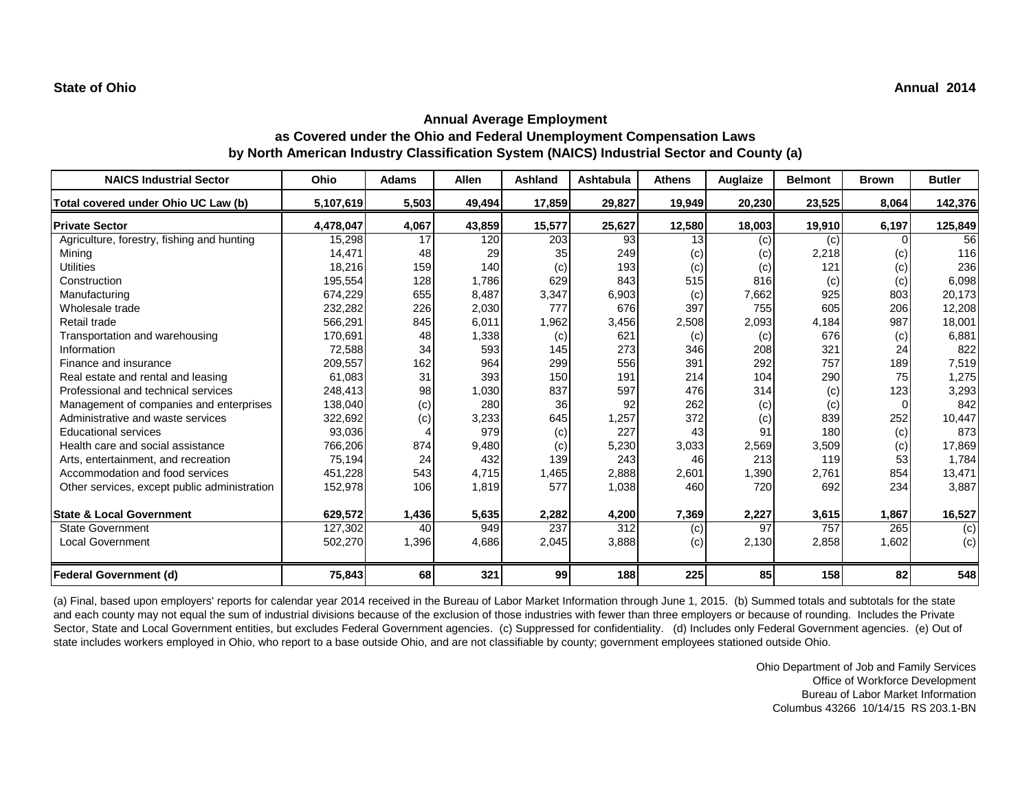**State of Ohio** **Annual 2014**

## Annual Average Employment
## as Covered under the Ohio and Federal Unemployment Compensation Laws
## by North American Industry Classification System (NAICS) Industrial Sector and County (a)

| NAICS Industrial Sector | Ohio | Adams | Allen | Ashland | Ashtabula | Athens | Auglaize | Belmont | Brown | Butler |
|---|---|---|---|---|---|---|---|---|---|---|
| **Total covered under Ohio UC Law (b)** | **5,107,619** | **5,503** | **49,494** | **17,859** | **29,827** | **19,949** | **20,230** | **23,525** | **8,064** | **142,376** |
| **Private Sector** | **4,478,047** | **4,067** | **43,859** | **15,577** | **25,627** | **12,580** | **18,003** | **19,910** | **6,197** | **125,849** |
| Agriculture, forestry, fishing and hunting | 15,298 | 17 | 120 | 203 | 93 | 13 | (c) | (c) | 0 | 56 |
| Mining | 14,471 | 48 | 29 | 35 | 249 | (c) | (c) | 2,218 | (c) | 116 |
| Utilities | 18,216 | 159 | 140 | (c) | 193 | (c) | (c) | 121 | (c) | 236 |
| Construction | 195,554 | 128 | 1,786 | 629 | 843 | 515 | 816 | (c) | (c) | 6,098 |
| Manufacturing | 674,229 | 655 | 8,487 | 3,347 | 6,903 | (c) | 7,662 | 925 | 803 | 20,173 |
| Wholesale trade | 232,282 | 226 | 2,030 | 777 | 676 | 397 | 755 | 605 | 206 | 12,208 |
| Retail trade | 566,291 | 845 | 6,011 | 1,962 | 3,456 | 2,508 | 2,093 | 4,184 | 987 | 18,001 |
| Transportation and warehousing | 170,691 | 48 | 1,338 | (c) | 621 | (c) | (c) | 676 | (c) | 6,881 |
| Information | 72,588 | 34 | 593 | 145 | 273 | 346 | 208 | 321 | 24 | 822 |
| Finance and insurance | 209,557 | 162 | 964 | 299 | 556 | 391 | 292 | 757 | 189 | 7,519 |
| Real estate and rental and leasing | 61,083 | 31 | 393 | 150 | 191 | 214 | 104 | 290 | 75 | 1,275 |
| Professional and technical services | 248,413 | 98 | 1,030 | 837 | 597 | 476 | 314 | (c) | 123 | 3,293 |
| Management of companies and enterprises | 138,040 | (c) | 280 | 36 | 92 | 262 | (c) | (c) | 0 | 842 |
| Administrative and waste services | 322,692 | (c) | 3,233 | 645 | 1,257 | 372 | (c) | 839 | 252 | 10,447 |
| Educational services | 93,036 | 4 | 979 | (c) | 227 | 43 | 91 | 180 | (c) | 873 |
| Health care and social assistance | 766,206 | 874 | 9,480 | (c) | 5,230 | 3,033 | 2,569 | 3,509 | (c) | 17,869 |
| Arts, entertainment, and recreation | 75,194 | 24 | 432 | 139 | 243 | 46 | 213 | 119 | 53 | 1,784 |
| Accommodation and food services | 451,228 | 543 | 4,715 | 1,465 | 2,888 | 2,601 | 1,390 | 2,761 | 854 | 13,471 |
| Other services, except public administration | 152,978 | 106 | 1,819 | 577 | 1,038 | 460 | 720 | 692 | 234 | 3,887 |
| **State & Local Government** | **629,572** | **1,436** | **5,635** | **2,282** | **4,200** | **7,369** | **2,227** | **3,615** | **1,867** | **16,527** |
| State Government | 127,302 | 40 | 949 | 237 | 312 | (c) | 97 | 757 | 265 | (c) |
| Local Government | 502,270 | 1,396 | 4,686 | 2,045 | 3,888 | (c) | 2,130 | 2,858 | 1,602 | (c) |
| **Federal Government (d)** | **75,843** | **68** | **321** | **99** | **188** | **225** | **85** | **158** | **82** | **548** |

(a) Final, based upon employers' reports for calendar year 2014 received in the Bureau of Labor Market Information through June 1, 2015. (b) Summed totals and subtotals for the state and each county may not equal the sum of industrial divisions because of the exclusion of those industries with fewer than three employers or because of rounding. Includes the Private Sector, State and Local Government entities, but excludes Federal Government agencies. (c) Suppressed for confidentiality. (d) Includes only Federal Government agencies. (e) Out of state includes workers employed in Ohio, who report to a base outside Ohio, and are not classifiable by county; government employees stationed outside Ohio.

Ohio Department of Job and Family Services
Office of Workforce Development
Bureau of Labor Market Information
Columbus 43266 10/14/15 RS 203.1-BN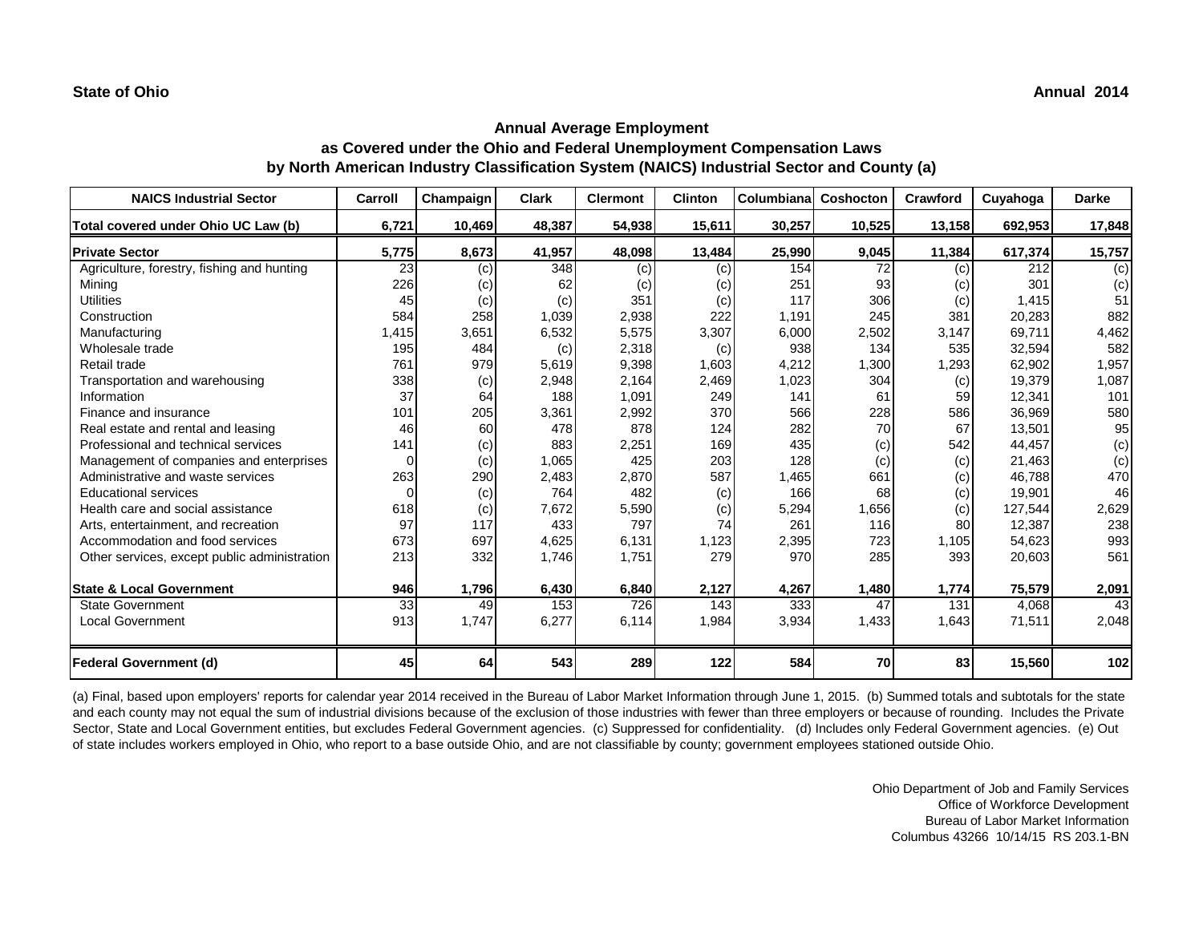**State of Ohio** **Annual 2014**

## Annual Average Employment
### as Covered under the Ohio and Federal Unemployment Compensation Laws
### by North American Industry Classification System (NAICS) Industrial Sector and County (a)

| NAICS Industrial Sector | Carroll | Champaign | Clark | Clermont | Clinton | Columbiana | Coshocton | Crawford | Cuyahoga | Darke |
|---|---|---|---|---|---|---|---|---|---|---|
| **Total covered under Ohio UC Law (b)** | **6,721** | **10,469** | **48,387** | **54,938** | **15,611** | **30,257** | **10,525** | **13,158** | **692,953** | **17,848** |
| **Private Sector** | **5,775** | **8,673** | **41,957** | **48,098** | **13,484** | **25,990** | **9,045** | **11,384** | **617,374** | **15,757** |
| Agriculture, forestry, fishing and hunting | 23 | (c) | 348 | (c) | (c) | 154 | 72 | (c) | 212 | (c) |
| Mining | 226 | (c) | 62 | (c) | (c) | 251 | 93 | (c) | 301 | (c) |
| Utilities | 45 | (c) | (c) | 351 | (c) | 117 | 306 | (c) | 1,415 | 51 |
| Construction | 584 | 258 | 1,039 | 2,938 | 222 | 1,191 | 245 | 381 | 20,283 | 882 |
| Manufacturing | 1,415 | 3,651 | 6,532 | 5,575 | 3,307 | 6,000 | 2,502 | 3,147 | 69,711 | 4,462 |
| Wholesale trade | 195 | 484 | (c) | 2,318 | (c) | 938 | 134 | 535 | 32,594 | 582 |
| Retail trade | 761 | 979 | 5,619 | 9,398 | 1,603 | 4,212 | 1,300 | 1,293 | 62,902 | 1,957 |
| Transportation and warehousing | 338 | (c) | 2,948 | 2,164 | 2,469 | 1,023 | 304 | (c) | 19,379 | 1,087 |
| Information | 37 | 64 | 188 | 1,091 | 249 | 141 | 61 | 59 | 12,341 | 101 |
| Finance and insurance | 101 | 205 | 3,361 | 2,992 | 370 | 566 | 228 | 586 | 36,969 | 580 |
| Real estate and rental and leasing | 46 | 60 | 478 | 878 | 124 | 282 | 70 | 67 | 13,501 | 95 |
| Professional and technical services | 141 | (c) | 883 | 2,251 | 169 | 435 | (c) | 542 | 44,457 | (c) |
| Management of companies and enterprises | 0 | (c) | 1,065 | 425 | 203 | 128 | (c) | (c) | 21,463 | (c) |
| Administrative and waste services | 263 | 290 | 2,483 | 2,870 | 587 | 1,465 | 661 | (c) | 46,788 | 470 |
| Educational services | 0 | (c) | 764 | 482 | (c) | 166 | 68 | (c) | 19,901 | 46 |
| Health care and social assistance | 618 | (c) | 7,672 | 5,590 | (c) | 5,294 | 1,656 | (c) | 127,544 | 2,629 |
| Arts, entertainment, and recreation | 97 | 117 | 433 | 797 | 74 | 261 | 116 | 80 | 12,387 | 238 |
| Accommodation and food services | 673 | 697 | 4,625 | 6,131 | 1,123 | 2,395 | 723 | 1,105 | 54,623 | 993 |
| Other services, except public administration | 213 | 332 | 1,746 | 1,751 | 279 | 970 | 285 | 393 | 20,603 | 561 |
| **State & Local Government** | **946** | **1,796** | **6,430** | **6,840** | **2,127** | **4,267** | **1,480** | **1,774** | **75,579** | **2,091** |
| State Government | 33 | 49 | 153 | 726 | 143 | 333 | 47 | 131 | 4,068 | 43 |
| Local Government | 913 | 1,747 | 6,277 | 6,114 | 1,984 | 3,934 | 1,433 | 1,643 | 71,511 | 2,048 |
| **Federal Government (d)** | **45** | **64** | **543** | **289** | **122** | **584** | **70** | **83** | **15,560** | **102** |

(a) Final, based upon employers' reports for calendar year 2014 received in the Bureau of Labor Market Information through June 1, 2015. (b) Summed totals and subtotals for the state and each county may not equal the sum of industrial divisions because of the exclusion of those industries with fewer than three employers or because of rounding. Includes the Private Sector, State and Local Government entities, but excludes Federal Government agencies. (c) Suppressed for confidentiality. (d) Includes only Federal Government agencies. (e) Out of state includes workers employed in Ohio, who report to a base outside Ohio, and are not classifiable by county; government employees stationed outside Ohio.

Ohio Department of Job and Family Services
Office of Workforce Development
Bureau of Labor Market Information
Columbus 43266 10/14/15 RS 203.1-BN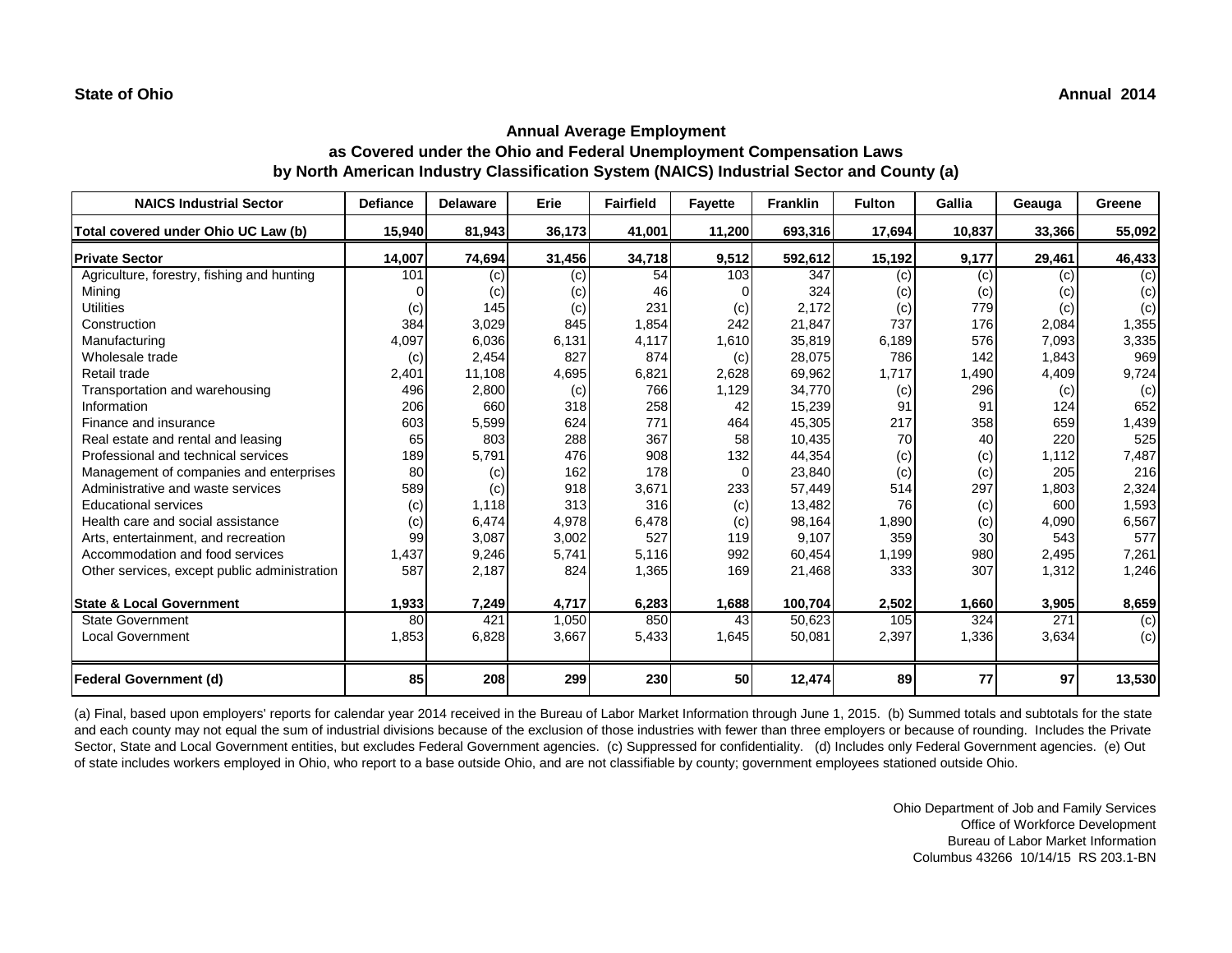**State of Ohio** **Annual 2014**

## Annual Average Employment
## as Covered under the Ohio and Federal Unemployment Compensation Laws
## by North American Industry Classification System (NAICS) Industrial Sector and County (a)

| NAICS Industrial Sector | Defiance | Delaware | Erie | Fairfield | Fayette | Franklin | Fulton | Gallia | Geauga | Greene |
|---|---|---|---|---|---|---|---|---|---|---|
| **Total covered under Ohio UC Law (b)** | **15,940** | **81,943** | **36,173** | **41,001** | **11,200** | **693,316** | **17,694** | **10,837** | **33,366** | **55,092** |
| **Private Sector** | **14,007** | **74,694** | **31,456** | **34,718** | **9,512** | **592,612** | **15,192** | **9,177** | **29,461** | **46,433** |
| Agriculture, forestry, fishing and hunting | 101 | (c) | (c) | 54 | 103 | 347 | (c) | (c) | (c) | (c) |
| Mining | 0 | (c) | (c) | 46 | 0 | 324 | (c) | (c) | (c) | (c) |
| Utilities | (c) | 145 | (c) | 231 | (c) | 2,172 | (c) | 779 | (c) | (c) |
| Construction | 384 | 3,029 | 845 | 1,854 | 242 | 21,847 | 737 | 176 | 2,084 | 1,355 |
| Manufacturing | 4,097 | 6,036 | 6,131 | 4,117 | 1,610 | 35,819 | 6,189 | 576 | 7,093 | 3,335 |
| Wholesale trade | (c) | 2,454 | 827 | 874 | (c) | 28,075 | 786 | 142 | 1,843 | 969 |
| Retail trade | 2,401 | 11,108 | 4,695 | 6,821 | 2,628 | 69,962 | 1,717 | 1,490 | 4,409 | 9,724 |
| Transportation and warehousing | 496 | 2,800 | (c) | 766 | 1,129 | 34,770 | (c) | 296 | (c) | (c) |
| Information | 206 | 660 | 318 | 258 | 42 | 15,239 | 91 | 91 | 124 | 652 |
| Finance and insurance | 603 | 5,599 | 624 | 771 | 464 | 45,305 | 217 | 358 | 659 | 1,439 |
| Real estate and rental and leasing | 65 | 803 | 288 | 367 | 58 | 10,435 | 70 | 40 | 220 | 525 |
| Professional and technical services | 189 | 5,791 | 476 | 908 | 132 | 44,354 | (c) | (c) | 1,112 | 7,487 |
| Management of companies and enterprises | 80 | (c) | 162 | 178 | 0 | 23,840 | (c) | (c) | 205 | 216 |
| Administrative and waste services | 589 | (c) | 918 | 3,671 | 233 | 57,449 | 514 | 297 | 1,803 | 2,324 |
| Educational services | (c) | 1,118 | 313 | 316 | (c) | 13,482 | 76 | (c) | 600 | 1,593 |
| Health care and social assistance | (c) | 6,474 | 4,978 | 6,478 | (c) | 98,164 | 1,890 | (c) | 4,090 | 6,567 |
| Arts, entertainment, and recreation | 99 | 3,087 | 3,002 | 527 | 119 | 9,107 | 359 | 30 | 543 | 577 |
| Accommodation and food services | 1,437 | 9,246 | 5,741 | 5,116 | 992 | 60,454 | 1,199 | 980 | 2,495 | 7,261 |
| Other services, except public administration | 587 | 2,187 | 824 | 1,365 | 169 | 21,468 | 333 | 307 | 1,312 | 1,246 |
| **State & Local Government** | **1,933** | **7,249** | **4,717** | **6,283** | **1,688** | **100,704** | **2,502** | **1,660** | **3,905** | **8,659** |
| State Government | 80 | 421 | 1,050 | 850 | 43 | 50,623 | 105 | 324 | 271 | (c) |
| Local Government | 1,853 | 6,828 | 3,667 | 5,433 | 1,645 | 50,081 | 2,397 | 1,336 | 3,634 | (c) |
| **Federal Government (d)** | **85** | **208** | **299** | **230** | **50** | **12,474** | **89** | **77** | **97** | **13,530** |

(a) Final, based upon employers' reports for calendar year 2014 received in the Bureau of Labor Market Information through June 1, 2015. (b) Summed totals and subtotals for the state and each county may not equal the sum of industrial divisions because of the exclusion of those industries with fewer than three employers or because of rounding. Includes the Private Sector, State and Local Government entities, but excludes Federal Government agencies. (c) Suppressed for confidentiality. (d) Includes only Federal Government agencies. (e) Out of state includes workers employed in Ohio, who report to a base outside Ohio, and are not classifiable by county; government employees stationed outside Ohio.

Ohio Department of Job and Family Services
Office of Workforce Development
Bureau of Labor Market Information
Columbus 43266 10/14/15 RS 203.1-BN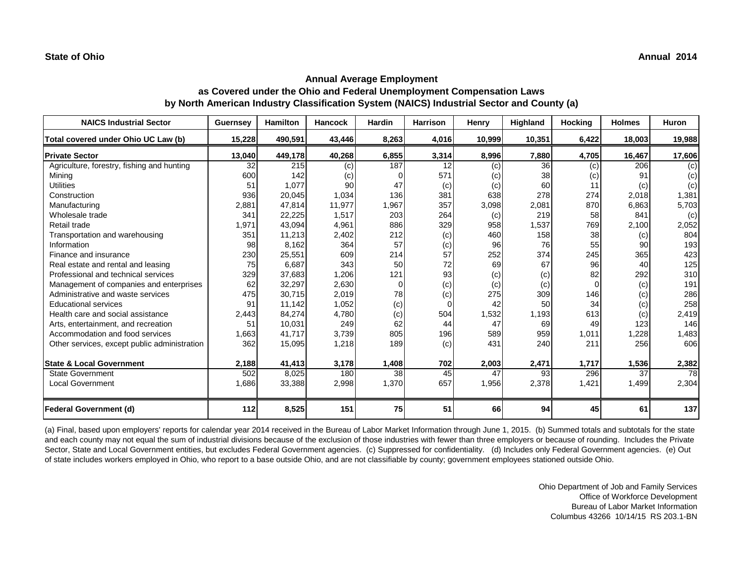**State of Ohio** **Annual 2014**

## Annual Average Employment
## as Covered under the Ohio and Federal Unemployment Compensation Laws
## by North American Industry Classification System (NAICS) Industrial Sector and County (a)

| NAICS Industrial Sector | Guernsey | Hamilton | Hancock | Hardin | Harrison | Henry | Highland | Hocking | Holmes | Huron |
|---|---|---|---|---|---|---|---|---|---|---|
| Total covered under Ohio UC Law (b) | 15,228 | 490,591 | 43,446 | 8,263 | 4,016 | 10,999 | 10,351 | 6,422 | 18,003 | 19,988 |
| **Private Sector** | **13,040** | **449,178** | **40,268** | **6,855** | **3,314** | **8,996** | **7,880** | **4,705** | **16,467** | **17,606** |
| Agriculture, forestry, fishing and hunting | 32 | 215 | (c) | 187 | 12 | (c) | 36 | (c) | 206 | (c) |
| Mining | 600 | 142 | (c) | 0 | 571 | (c) | 38 | (c) | 91 | (c) |
| Utilities | 51 | 1,077 | 90 | 47 | (c) | (c) | 60 | 11 | (c) | (c) |
| Construction | 936 | 20,045 | 1,034 | 136 | 381 | 638 | 278 | 274 | 2,018 | 1,381 |
| Manufacturing | 2,881 | 47,814 | 11,977 | 1,967 | 357 | 3,098 | 2,081 | 870 | 6,863 | 5,703 |
| Wholesale trade | 341 | 22,225 | 1,517 | 203 | 264 | (c) | 219 | 58 | 841 | (c) |
| Retail trade | 1,971 | 43,094 | 4,961 | 886 | 329 | 958 | 1,537 | 769 | 2,100 | 2,052 |
| Transportation and warehousing | 351 | 11,213 | 2,402 | 212 | (c) | 460 | 158 | 38 | (c) | 804 |
| Information | 98 | 8,162 | 364 | 57 | (c) | 96 | 76 | 55 | 90 | 193 |
| Finance and insurance | 230 | 25,551 | 609 | 214 | 57 | 252 | 374 | 245 | 365 | 423 |
| Real estate and rental and leasing | 75 | 6,687 | 343 | 50 | 72 | 69 | 67 | 96 | 40 | 125 |
| Professional and technical services | 329 | 37,683 | 1,206 | 121 | 93 | (c) | (c) | 82 | 292 | 310 |
| Management of companies and enterprises | 62 | 32,297 | 2,630 | 0 | (c) | (c) | (c) | 0 | (c) | 191 |
| Administrative and waste services | 475 | 30,715 | 2,019 | 78 | (c) | 275 | 309 | 146 | (c) | 286 |
| Educational services | 91 | 11,142 | 1,052 | (c) | 0 | 42 | 50 | 34 | (c) | 258 |
| Health care and social assistance | 2,443 | 84,274 | 4,780 | (c) | 504 | 1,532 | 1,193 | 613 | (c) | 2,419 |
| Arts, entertainment, and recreation | 51 | 10,031 | 249 | 62 | 44 | 47 | 69 | 49 | 123 | 146 |
| Accommodation and food services | 1,663 | 41,717 | 3,739 | 805 | 196 | 589 | 959 | 1,011 | 1,228 | 1,483 |
| Other services, except public administration | 362 | 15,095 | 1,218 | 189 | (c) | 431 | 240 | 211 | 256 | 606 |
| **State & Local Government** | **2,188** | **41,413** | **3,178** | **1,408** | **702** | **2,003** | **2,471** | **1,717** | **1,536** | **2,382** |
| State Government | 502 | 8,025 | 180 | 38 | 45 | 47 | 93 | 296 | 37 | 78 |
| Local Government | 1,686 | 33,388 | 2,998 | 1,370 | 657 | 1,956 | 2,378 | 1,421 | 1,499 | 2,304 |
| **Federal Government (d)** | **112** | **8,525** | **151** | **75** | **51** | **66** | **94** | **45** | **61** | **137** |

(a) Final, based upon employers' reports for calendar year 2014 received in the Bureau of Labor Market Information through June 1, 2015. (b) Summed totals and subtotals for the state and each county may not equal the sum of industrial divisions because of the exclusion of those industries with fewer than three employers or because of rounding. Includes the Private Sector, State and Local Government entities, but excludes Federal Government agencies. (c) Suppressed for confidentiality. (d) Includes only Federal Government agencies. (e) Out of state includes workers employed in Ohio, who report to a base outside Ohio, and are not classifiable by county; government employees stationed outside Ohio.

Ohio Department of Job and Family Services
Office of Workforce Development
Bureau of Labor Market Information
Columbus 43266 10/14/15 RS 203.1-BN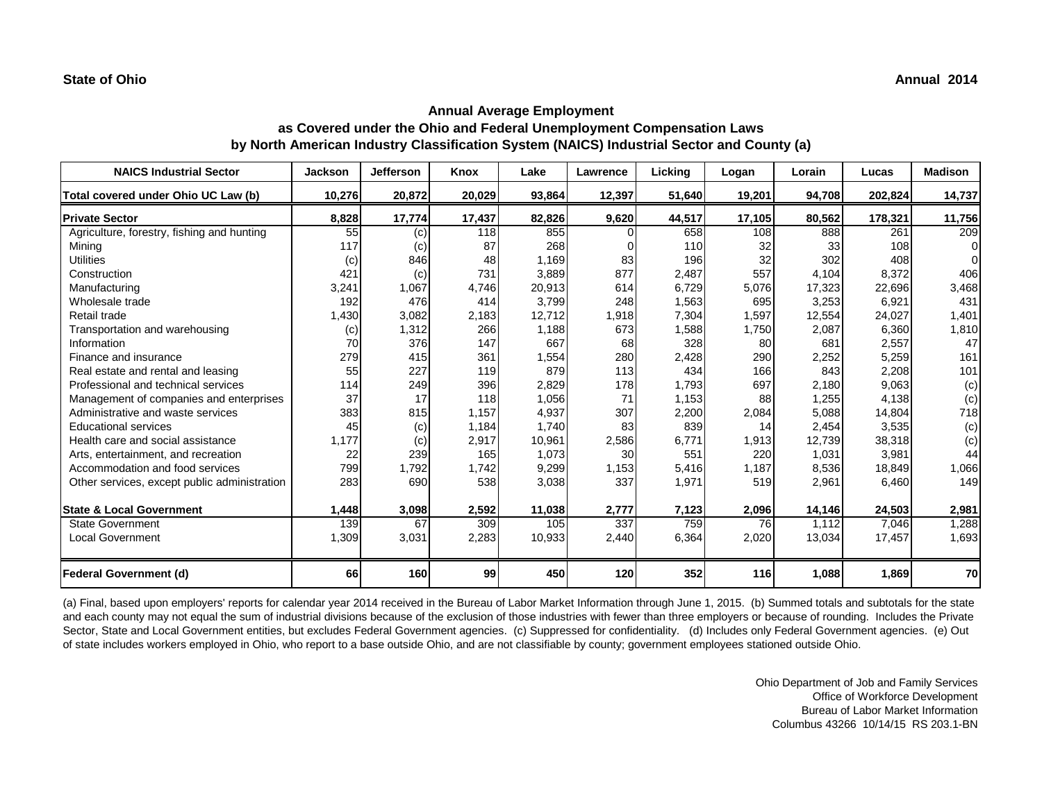State of Ohio　　　　　　　　　　　　　　　　　　　　　　　　　　　　　　　　　　　　　　　Annual 2014

## Annual Average Employment
## as Covered under the Ohio and Federal Unemployment Compensation Laws
## by North American Industry Classification System (NAICS) Industrial Sector and County (a)

| NAICS Industrial Sector | Jackson | Jefferson | Knox | Lake | Lawrence | Licking | Logan | Lorain | Lucas | Madison |
|---|---|---|---|---|---|---|---|---|---|---|
| **Total covered under Ohio UC Law (b)** | **10,276** | **20,872** | **20,029** | **93,864** | **12,397** | **51,640** | **19,201** | **94,708** | **202,824** | **14,737** |
| **Private Sector** | **8,828** | **17,774** | **17,437** | **82,826** | **9,620** | **44,517** | **17,105** | **80,562** | **178,321** | **11,756** |
| Agriculture, forestry, fishing and hunting | 55 | (c) | 118 | 855 | 0 | 658 | 108 | 888 | 261 | 209 |
| Mining | 117 | (c) | 87 | 268 | 0 | 110 | 32 | 33 | 108 | 0 |
| Utilities | (c) | 846 | 48 | 1,169 | 83 | 196 | 32 | 302 | 408 | 0 |
| Construction | 421 | (c) | 731 | 3,889 | 877 | 2,487 | 557 | 4,104 | 8,372 | 406 |
| Manufacturing | 3,241 | 1,067 | 4,746 | 20,913 | 614 | 6,729 | 5,076 | 17,323 | 22,696 | 3,468 |
| Wholesale trade | 192 | 476 | 414 | 3,799 | 248 | 1,563 | 695 | 3,253 | 6,921 | 431 |
| Retail trade | 1,430 | 3,082 | 2,183 | 12,712 | 1,918 | 7,304 | 1,597 | 12,554 | 24,027 | 1,401 |
| Transportation and warehousing | (c) | 1,312 | 266 | 1,188 | 673 | 1,588 | 1,750 | 2,087 | 6,360 | 1,810 |
| Information | 70 | 376 | 147 | 667 | 68 | 328 | 80 | 681 | 2,557 | 47 |
| Finance and insurance | 279 | 415 | 361 | 1,554 | 280 | 2,428 | 290 | 2,252 | 5,259 | 161 |
| Real estate and rental and leasing | 55 | 227 | 119 | 879 | 113 | 434 | 166 | 843 | 2,208 | 101 |
| Professional and technical services | 114 | 249 | 396 | 2,829 | 178 | 1,793 | 697 | 2,180 | 9,063 | (c) |
| Management of companies and enterprises | 37 | 17 | 118 | 1,056 | 71 | 1,153 | 88 | 1,255 | 4,138 | (c) |
| Administrative and waste services | 383 | 815 | 1,157 | 4,937 | 307 | 2,200 | 2,084 | 5,088 | 14,804 | 718 |
| Educational services | 45 | (c) | 1,184 | 1,740 | 83 | 839 | 14 | 2,454 | 3,535 | (c) |
| Health care and social assistance | 1,177 | (c) | 2,917 | 10,961 | 2,586 | 6,771 | 1,913 | 12,739 | 38,318 | (c) |
| Arts, entertainment, and recreation | 22 | 239 | 165 | 1,073 | 30 | 551 | 220 | 1,031 | 3,981 | 44 |
| Accommodation and food services | 799 | 1,792 | 1,742 | 9,299 | 1,153 | 5,416 | 1,187 | 8,536 | 18,849 | 1,066 |
| Other services, except public administration | 283 | 690 | 538 | 3,038 | 337 | 1,971 | 519 | 2,961 | 6,460 | 149 |
| **State & Local Government** | **1,448** | **3,098** | **2,592** | **11,038** | **2,777** | **7,123** | **2,096** | **14,146** | **24,503** | **2,981** |
| State Government | 139 | 67 | 309 | 105 | 337 | 759 | 76 | 1,112 | 7,046 | 1,288 |
| Local Government | 1,309 | 3,031 | 2,283 | 10,933 | 2,440 | 6,364 | 2,020 | 13,034 | 17,457 | 1,693 |
| **Federal Government (d)** | **66** | **160** | **99** | **450** | **120** | **352** | **116** | **1,088** | **1,869** | **70** |

(a) Final, based upon employers' reports for calendar year 2014 received in the Bureau of Labor Market Information through June 1, 2015. (b) Summed totals and subtotals for the state and each county may not equal the sum of industrial divisions because of the exclusion of those industries with fewer than three employers or because of rounding. Includes the Private Sector, State and Local Government entities, but excludes Federal Government agencies. (c) Suppressed for confidentiality. (d) Includes only Federal Government agencies. (e) Out of state includes workers employed in Ohio, who report to a base outside Ohio, and are not classifiable by county; government employees stationed outside Ohio.

Ohio Department of Job and Family Services
Office of Workforce Development
Bureau of Labor Market Information
Columbus 43266 10/14/15 RS 203.1-BN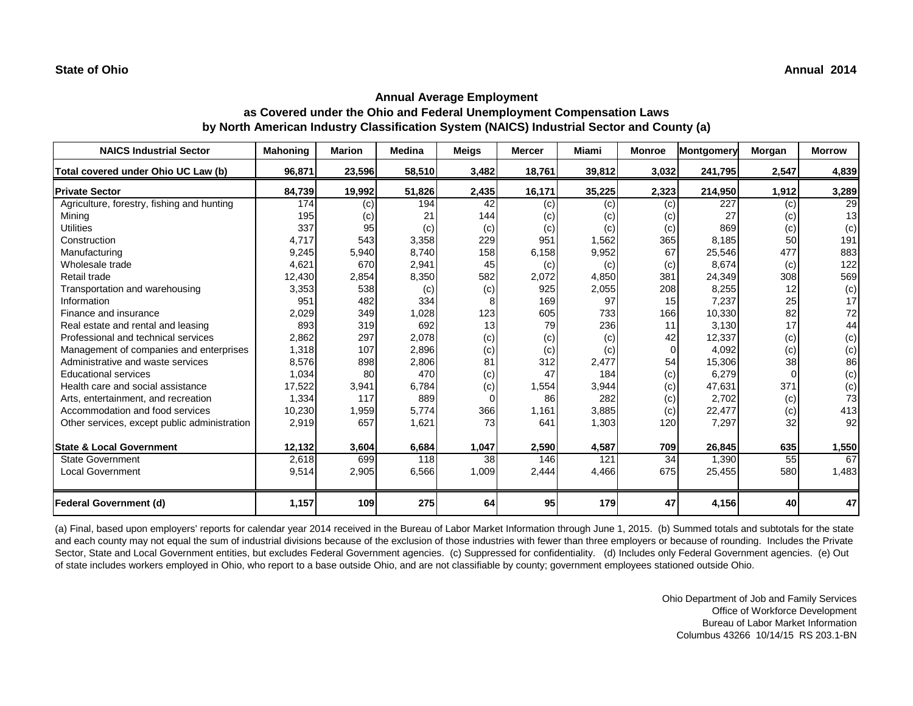**State of Ohio** **Annual 2014**

## Annual Average Employment
## as Covered under the Ohio and Federal Unemployment Compensation Laws
## by North American Industry Classification System (NAICS) Industrial Sector and County (a)

| NAICS Industrial Sector | Mahoning | Marion | Medina | Meigs | Mercer | Miami | Monroe | Montgomery | Morgan | Morrow |
|---|---|---|---|---|---|---|---|---|---|---|
| **Total covered under Ohio UC Law (b)** | **96,871** | **23,596** | **58,510** | **3,482** | **18,761** | **39,812** | **3,032** | **241,795** | **2,547** | **4,839** |
| **Private Sector** | **84,739** | **19,992** | **51,826** | **2,435** | **16,171** | **35,225** | **2,323** | **214,950** | **1,912** | **3,289** |
| Agriculture, forestry, fishing and hunting | 174 | (c) | 194 | 42 | (c) | (c) | (c) | 227 | (c) | 29 |
| Mining | 195 | (c) | 21 | 144 | (c) | (c) | (c) | 27 | (c) | 13 |
| Utilities | 337 | 95 | (c) | (c) | (c) | (c) | (c) | 869 | (c) | (c) |
| Construction | 4,717 | 543 | 3,358 | 229 | 951 | 1,562 | 365 | 8,185 | 50 | 191 |
| Manufacturing | 9,245 | 5,940 | 8,740 | 158 | 6,158 | 9,952 | 67 | 25,546 | 477 | 883 |
| Wholesale trade | 4,621 | 670 | 2,941 | 45 | (c) | (c) | (c) | 8,674 | (c) | 122 |
| Retail trade | 12,430 | 2,854 | 8,350 | 582 | 2,072 | 4,850 | 381 | 24,349 | 308 | 569 |
| Transportation and warehousing | 3,353 | 538 | (c) | (c) | 925 | 2,055 | 208 | 8,255 | 12 | (c) |
| Information | 951 | 482 | 334 | 8 | 169 | 97 | 15 | 7,237 | 25 | 17 |
| Finance and insurance | 2,029 | 349 | 1,028 | 123 | 605 | 733 | 166 | 10,330 | 82 | 72 |
| Real estate and rental and leasing | 893 | 319 | 692 | 13 | 79 | 236 | 11 | 3,130 | 17 | 44 |
| Professional and technical services | 2,862 | 297 | 2,078 | (c) | (c) | (c) | 42 | 12,337 | (c) | (c) |
| Management of companies and enterprises | 1,318 | 107 | 2,896 | (c) | (c) | (c) | 0 | 4,092 | (c) | (c) |
| Administrative and waste services | 8,576 | 898 | 2,806 | 81 | 312 | 2,477 | 54 | 15,306 | 38 | 86 |
| Educational services | 1,034 | 80 | 470 | (c) | 47 | 184 | (c) | 6,279 | 0 | (c) |
| Health care and social assistance | 17,522 | 3,941 | 6,784 | (c) | 1,554 | 3,944 | (c) | 47,631 | 371 | (c) |
| Arts, entertainment, and recreation | 1,334 | 117 | 889 | 0 | 86 | 282 | (c) | 2,702 | (c) | 73 |
| Accommodation and food services | 10,230 | 1,959 | 5,774 | 366 | 1,161 | 3,885 | (c) | 22,477 | (c) | 413 |
| Other services, except public administration | 2,919 | 657 | 1,621 | 73 | 641 | 1,303 | 120 | 7,297 | 32 | 92 |
| **State & Local Government** | **12,132** | **3,604** | **6,684** | **1,047** | **2,590** | **4,587** | **709** | **26,845** | **635** | **1,550** |
| State Government | 2,618 | 699 | 118 | 38 | 146 | 121 | 34 | 1,390 | 55 | 67 |
| Local Government | 9,514 | 2,905 | 6,566 | 1,009 | 2,444 | 4,466 | 675 | 25,455 | 580 | 1,483 |
| **Federal Government (d)** | **1,157** | **109** | **275** | **64** | **95** | **179** | **47** | **4,156** | **40** | **47** |

(a) Final, based upon employers' reports for calendar year 2014 received in the Bureau of Labor Market Information through June 1, 2015. (b) Summed totals and subtotals for the state and each county may not equal the sum of industrial divisions because of the exclusion of those industries with fewer than three employers or because of rounding. Includes the Private Sector, State and Local Government entities, but excludes Federal Government agencies. (c) Suppressed for confidentiality. (d) Includes only Federal Government agencies. (e) Out of state includes workers employed in Ohio, who report to a base outside Ohio, and are not classifiable by county; government employees stationed outside Ohio.

Ohio Department of Job and Family Services
Office of Workforce Development
Bureau of Labor Market Information
Columbus 43266 10/14/15 RS 203.1-BN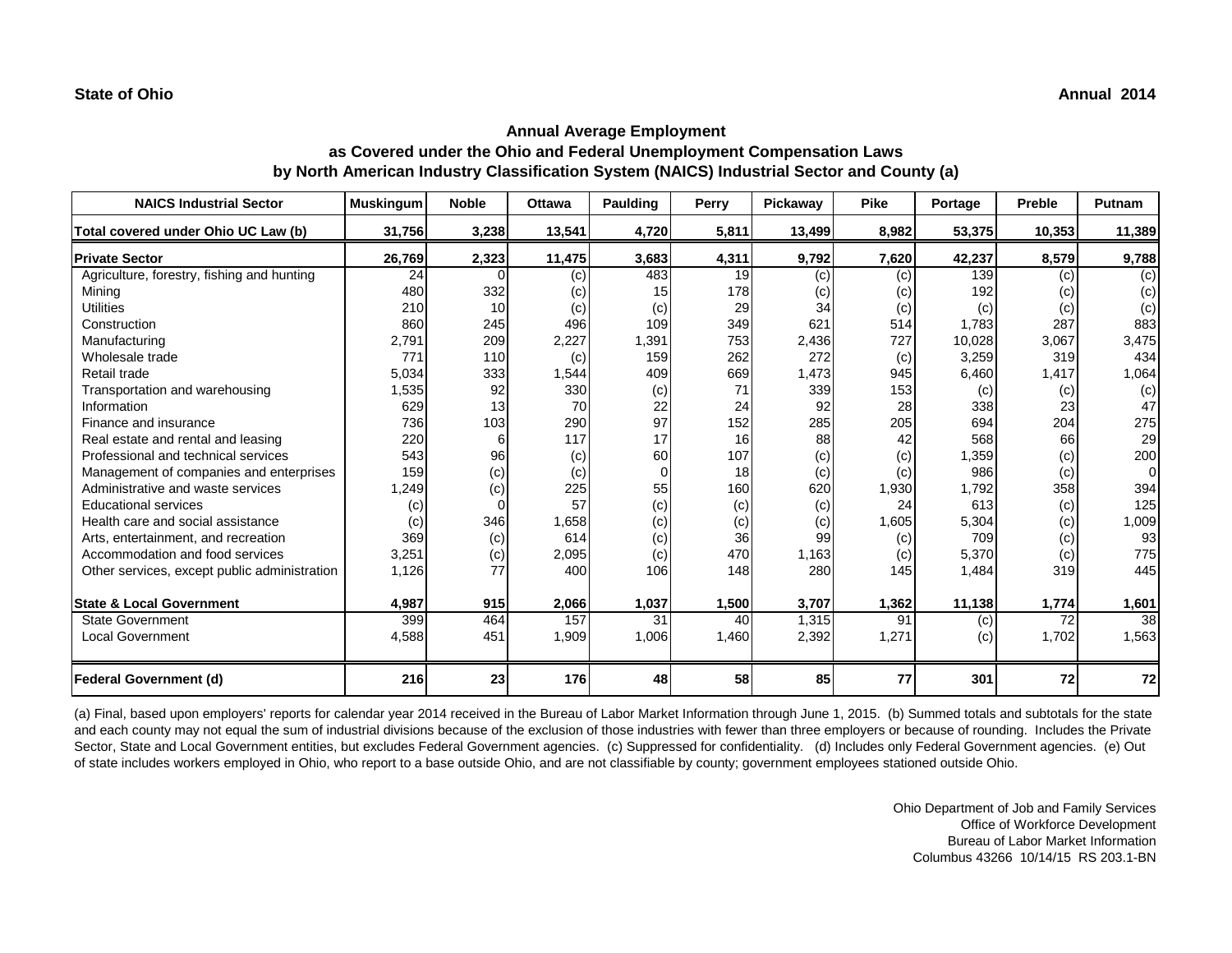**State of Ohio** **Annual 2014**

## Annual Average Employment
## as Covered under the Ohio and Federal Unemployment Compensation Laws
## by North American Industry Classification System (NAICS) Industrial Sector and County (a)

| NAICS Industrial Sector | Muskingum | Noble | Ottawa | Paulding | Perry | Pickaway | Pike | Portage | Preble | Putnam |
|---|---|---|---|---|---|---|---|---|---|---|
| **Total covered under Ohio UC Law (b)** | **31,756** | **3,238** | **13,541** | **4,720** | **5,811** | **13,499** | **8,982** | **53,375** | **10,353** | **11,389** |
| **Private Sector** | **26,769** | **2,323** | **11,475** | **3,683** | **4,311** | **9,792** | **7,620** | **42,237** | **8,579** | **9,788** |
| Agriculture, forestry, fishing and hunting | 24 | 0 | (c) | 483 | 19 | (c) | (c) | 139 | (c) | (c) |
| Mining | 480 | 332 | (c) | 15 | 178 | (c) | (c) | 192 | (c) | (c) |
| Utilities | 210 | 10 | (c) | (c) | 29 | 34 | (c) | (c) | (c) | (c) |
| Construction | 860 | 245 | 496 | 109 | 349 | 621 | 514 | 1,783 | 287 | 883 |
| Manufacturing | 2,791 | 209 | 2,227 | 1,391 | 753 | 2,436 | 727 | 10,028 | 3,067 | 3,475 |
| Wholesale trade | 771 | 110 | (c) | 159 | 262 | 272 | (c) | 3,259 | 319 | 434 |
| Retail trade | 5,034 | 333 | 1,544 | 409 | 669 | 1,473 | 945 | 6,460 | 1,417 | 1,064 |
| Transportation and warehousing | 1,535 | 92 | 330 | (c) | 71 | 339 | 153 | (c) | (c) | (c) |
| Information | 629 | 13 | 70 | 22 | 24 | 92 | 28 | 338 | 23 | 47 |
| Finance and insurance | 736 | 103 | 290 | 97 | 152 | 285 | 205 | 694 | 204 | 275 |
| Real estate and rental and leasing | 220 | 6 | 117 | 17 | 16 | 88 | 42 | 568 | 66 | 29 |
| Professional and technical services | 543 | 96 | (c) | 60 | 107 | (c) | (c) | 1,359 | (c) | 200 |
| Management of companies and enterprises | 159 | (c) | (c) | 0 | 18 | (c) | (c) | 986 | (c) | 0 |
| Administrative and waste services | 1,249 | (c) | 225 | 55 | 160 | 620 | 1,930 | 1,792 | 358 | 394 |
| Educational services | (c) | 0 | 57 | (c) | (c) | (c) | 24 | 613 | (c) | 125 |
| Health care and social assistance | (c) | 346 | 1,658 | (c) | (c) | (c) | 1,605 | 5,304 | (c) | 1,009 |
| Arts, entertainment, and recreation | 369 | (c) | 614 | (c) | 36 | 99 | (c) | 709 | (c) | 93 |
| Accommodation and food services | 3,251 | (c) | 2,095 | (c) | 470 | 1,163 | (c) | 5,370 | (c) | 775 |
| Other services, except public administration | 1,126 | 77 | 400 | 106 | 148 | 280 | 145 | 1,484 | 319 | 445 |
| **State & Local Government** | **4,987** | **915** | **2,066** | **1,037** | **1,500** | **3,707** | **1,362** | **11,138** | **1,774** | **1,601** |
| State Government | 399 | 464 | 157 | 31 | 40 | 1,315 | 91 | (c) | 72 | 38 |
| Local Government | 4,588 | 451 | 1,909 | 1,006 | 1,460 | 2,392 | 1,271 | (c) | 1,702 | 1,563 |
| **Federal Government (d)** | **216** | **23** | **176** | **48** | **58** | **85** | **77** | **301** | **72** | **72** |

(a) Final, based upon employers' reports for calendar year 2014 received in the Bureau of Labor Market Information through June 1, 2015. (b) Summed totals and subtotals for the state and each county may not equal the sum of industrial divisions because of the exclusion of those industries with fewer than three employers or because of rounding. Includes the Private Sector, State and Local Government entities, but excludes Federal Government agencies. (c) Suppressed for confidentiality. (d) Includes only Federal Government agencies. (e) Out of state includes workers employed in Ohio, who report to a base outside Ohio, and are not classifiable by county; government employees stationed outside Ohio.

Ohio Department of Job and Family Services
Office of Workforce Development
Bureau of Labor Market Information
Columbus 43266 10/14/15 RS 203.1-BN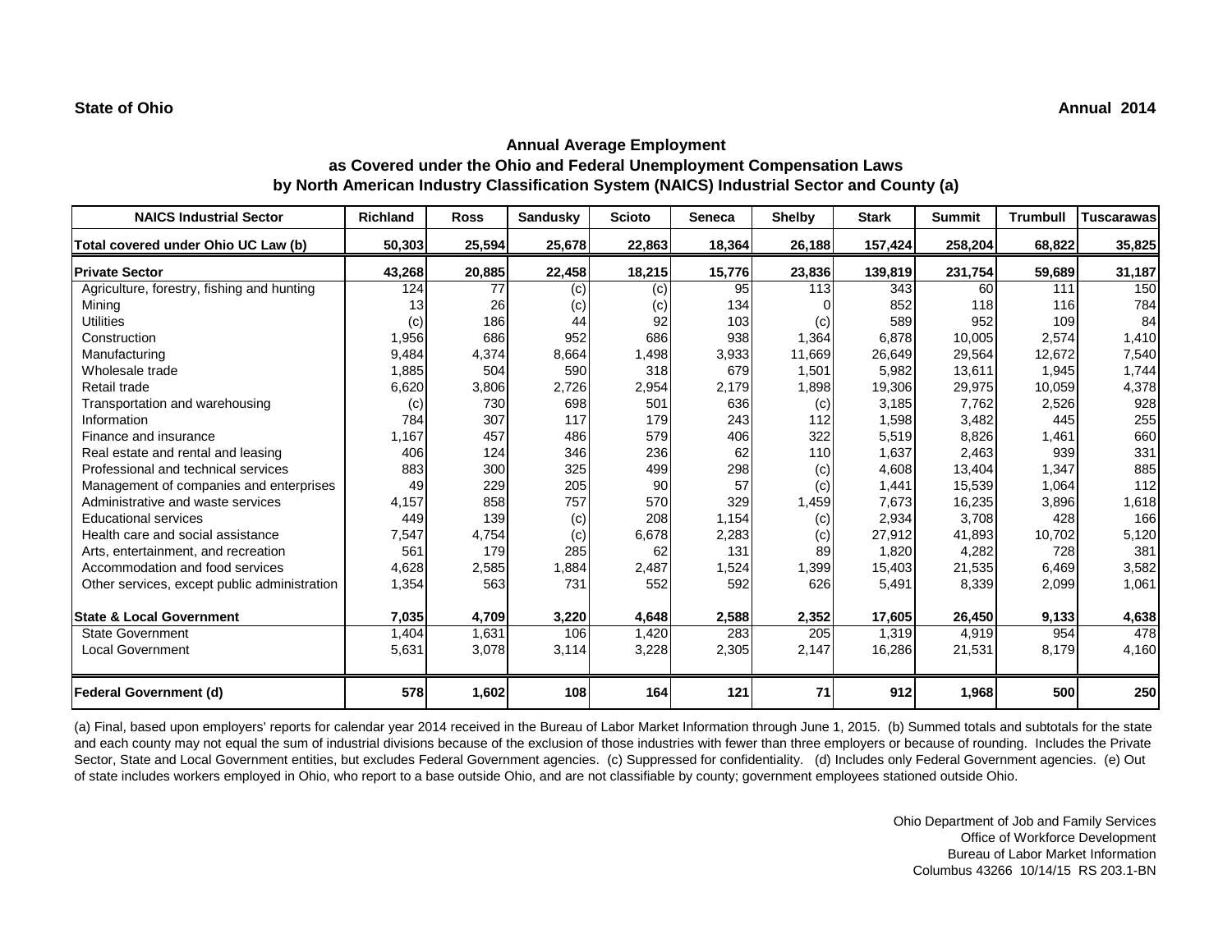**State of Ohio** **Annual 2014**

### Annual Average Employment
### as Covered under the Ohio and Federal Unemployment Compensation Laws
### by North American Industry Classification System (NAICS) Industrial Sector and County (a)

| NAICS Industrial Sector | Richland | Ross | Sandusky | Scioto | Seneca | Shelby | Stark | Summit | Trumbull | Tuscarawas |
|---|---|---|---|---|---|---|---|---|---|---|
| **Total covered under Ohio UC Law (b)** | **50,303** | **25,594** | **25,678** | **22,863** | **18,364** | **26,188** | **157,424** | **258,204** | **68,822** | **35,825** |
| **Private Sector** | **43,268** | **20,885** | **22,458** | **18,215** | **15,776** | **23,836** | **139,819** | **231,754** | **59,689** | **31,187** |
| Agriculture, forestry, fishing and hunting | 124 | 77 | (c) | (c) | 95 | 113 | 343 | 60 | 111 | 150 |
| Mining | 13 | 26 | (c) | (c) | 134 | 0 | 852 | 118 | 116 | 784 |
| Utilities | (c) | 186 | 44 | 92 | 103 | (c) | 589 | 952 | 109 | 84 |
| Construction | 1,956 | 686 | 952 | 686 | 938 | 1,364 | 6,878 | 10,005 | 2,574 | 1,410 |
| Manufacturing | 9,484 | 4,374 | 8,664 | 1,498 | 3,933 | 11,669 | 26,649 | 29,564 | 12,672 | 7,540 |
| Wholesale trade | 1,885 | 504 | 590 | 318 | 679 | 1,501 | 5,982 | 13,611 | 1,945 | 1,744 |
| Retail trade | 6,620 | 3,806 | 2,726 | 2,954 | 2,179 | 1,898 | 19,306 | 29,975 | 10,059 | 4,378 |
| Transportation and warehousing | (c) | 730 | 698 | 501 | 636 | (c) | 3,185 | 7,762 | 2,526 | 928 |
| Information | 784 | 307 | 117 | 179 | 243 | 112 | 1,598 | 3,482 | 445 | 255 |
| Finance and insurance | 1,167 | 457 | 486 | 579 | 406 | 322 | 5,519 | 8,826 | 1,461 | 660 |
| Real estate and rental and leasing | 406 | 124 | 346 | 236 | 62 | 110 | 1,637 | 2,463 | 939 | 331 |
| Professional and technical services | 883 | 300 | 325 | 499 | 298 | (c) | 4,608 | 13,404 | 1,347 | 885 |
| Management of companies and enterprises | 49 | 229 | 205 | 90 | 57 | (c) | 1,441 | 15,539 | 1,064 | 112 |
| Administrative and waste services | 4,157 | 858 | 757 | 570 | 329 | 1,459 | 7,673 | 16,235 | 3,896 | 1,618 |
| Educational services | 449 | 139 | (c) | 208 | 1,154 | (c) | 2,934 | 3,708 | 428 | 166 |
| Health care and social assistance | 7,547 | 4,754 | (c) | 6,678 | 2,283 | (c) | 27,912 | 41,893 | 10,702 | 5,120 |
| Arts, entertainment, and recreation | 561 | 179 | 285 | 62 | 131 | 89 | 1,820 | 4,282 | 728 | 381 |
| Accommodation and food services | 4,628 | 2,585 | 1,884 | 2,487 | 1,524 | 1,399 | 15,403 | 21,535 | 6,469 | 3,582 |
| Other services, except public administration | 1,354 | 563 | 731 | 552 | 592 | 626 | 5,491 | 8,339 | 2,099 | 1,061 |
| **State & Local Government** | **7,035** | **4,709** | **3,220** | **4,648** | **2,588** | **2,352** | **17,605** | **26,450** | **9,133** | **4,638** |
| State Government | 1,404 | 1,631 | 106 | 1,420 | 283 | 205 | 1,319 | 4,919 | 954 | 478 |
| Local Government | 5,631 | 3,078 | 3,114 | 3,228 | 2,305 | 2,147 | 16,286 | 21,531 | 8,179 | 4,160 |
| **Federal Government (d)** | **578** | **1,602** | **108** | **164** | **121** | **71** | **912** | **1,968** | **500** | **250** |

(a) Final, based upon employers' reports for calendar year 2014 received in the Bureau of Labor Market Information through June 1, 2015. (b) Summed totals and subtotals for the state and each county may not equal the sum of industrial divisions because of the exclusion of those industries with fewer than three employers or because of rounding. Includes the Private Sector, State and Local Government entities, but excludes Federal Government agencies. (c) Suppressed for confidentiality. (d) Includes only Federal Government agencies. (e) Out of state includes workers employed in Ohio, who report to a base outside Ohio, and are not classifiable by county; government employees stationed outside Ohio.

Ohio Department of Job and Family Services
Office of Workforce Development
Bureau of Labor Market Information
Columbus 43266 10/14/15 RS 203.1-BN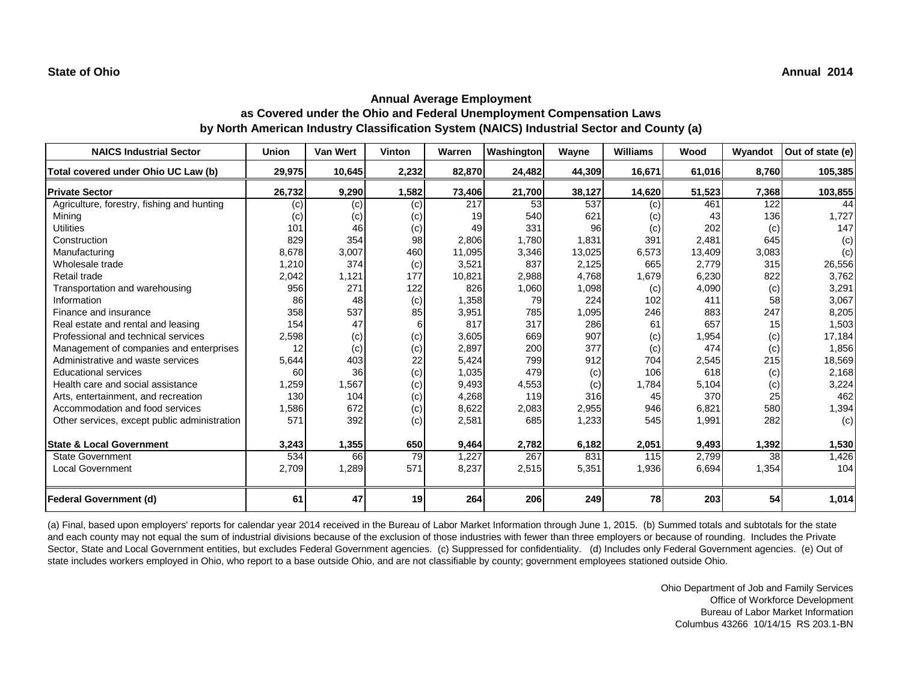**State of Ohio** **Annual 2014**

## Annual Average Employment
## as Covered under the Ohio and Federal Unemployment Compensation Laws
## by North American Industry Classification System (NAICS) Industrial Sector and County (a)

| NAICS Industrial Sector | Union | Van Wert | Vinton | Warren | Washington | Wayne | Williams | Wood | Wyandot | Out of state (e) |
|---|---|---|---|---|---|---|---|---|---|---|
| **Total covered under Ohio UC Law (b)** | **29,975** | **10,645** | **2,232** | **82,870** | **24,482** | **44,309** | **16,671** | **61,016** | **8,760** | **105,385** |
| **Private Sector** | **26,732** | **9,290** | **1,582** | **73,406** | **21,700** | **38,127** | **14,620** | **51,523** | **7,368** | **103,855** |
| Agriculture, forestry, fishing and hunting | (c) | (c) | (c) | 217 | 53 | 537 | (c) | 461 | 122 | 44 |
| Mining | (c) | (c) | (c) | 19 | 540 | 621 | (c) | 43 | 136 | 1,727 |
| Utilities | 101 | 46 | (c) | 49 | 331 | 96 | (c) | 202 | (c) | 147 |
| Construction | 829 | 354 | 98 | 2,806 | 1,780 | 1,831 | 391 | 2,481 | 645 | (c) |
| Manufacturing | 8,678 | 3,007 | 460 | 11,095 | 3,346 | 13,025 | 6,573 | 13,409 | 3,083 | (c) |
| Wholesale trade | 1,210 | 374 | (c) | 3,521 | 837 | 2,125 | 665 | 2,779 | 315 | 26,556 |
| Retail trade | 2,042 | 1,121 | 177 | 10,821 | 2,988 | 4,768 | 1,679 | 6,230 | 822 | 3,762 |
| Transportation and warehousing | 956 | 271 | 122 | 826 | 1,060 | 1,098 | (c) | 4,090 | (c) | 3,291 |
| Information | 86 | 48 | (c) | 1,358 | 79 | 224 | 102 | 411 | 58 | 3,067 |
| Finance and insurance | 358 | 537 | 85 | 3,951 | 785 | 1,095 | 246 | 883 | 247 | 8,205 |
| Real estate and rental and leasing | 154 | 47 | 6 | 817 | 317 | 286 | 61 | 657 | 15 | 1,503 |
| Professional and technical services | 2,598 | (c) | (c) | 3,605 | 669 | 907 | (c) | 1,954 | (c) | 17,184 |
| Management of companies and enterprises | 12 | (c) | (c) | 2,897 | 200 | 377 | (c) | 474 | (c) | 1,856 |
| Administrative and waste services | 5,644 | 403 | 22 | 5,424 | 799 | 912 | 704 | 2,545 | 215 | 18,569 |
| Educational services | 60 | 36 | (c) | 1,035 | 479 | (c) | 106 | 618 | (c) | 2,168 |
| Health care and social assistance | 1,259 | 1,567 | (c) | 9,493 | 4,553 | (c) | 1,784 | 5,104 | (c) | 3,224 |
| Arts, entertainment, and recreation | 130 | 104 | (c) | 4,268 | 119 | 316 | 45 | 370 | 25 | 462 |
| Accommodation and food services | 1,586 | 672 | (c) | 8,622 | 2,083 | 2,955 | 946 | 6,821 | 580 | 1,394 |
| Other services, except public administration | 571 | 392 | (c) | 2,581 | 685 | 1,233 | 545 | 1,991 | 282 | (c) |
| **State & Local Government** | **3,243** | **1,355** | **650** | **9,464** | **2,782** | **6,182** | **2,051** | **9,493** | **1,392** | **1,530** |
| State Government | 534 | 66 | 79 | 1,227 | 267 | 831 | 115 | 2,799 | 38 | 1,426 |
| Local Government | 2,709 | 1,289 | 571 | 8,237 | 2,515 | 5,351 | 1,936 | 6,694 | 1,354 | 104 |
| **Federal Government (d)** | **61** | **47** | **19** | **264** | **206** | **249** | **78** | **203** | **54** | **1,014** |

(a) Final, based upon employers' reports for calendar year 2014 received in the Bureau of Labor Market Information through June 1, 2015. (b) Summed totals and subtotals for the state and each county may not equal the sum of industrial divisions because of the exclusion of those industries with fewer than three employers or because of rounding. Includes the Private Sector, State and Local Government entities, but excludes Federal Government agencies. (c) Suppressed for confidentiality. (d) Includes only Federal Government agencies. (e) Out of state includes workers employed in Ohio, who report to a base outside Ohio, and are not classifiable by county; government employees stationed outside Ohio.

Ohio Department of Job and Family Services
Office of Workforce Development
Bureau of Labor Market Information
Columbus 43266 10/14/15 RS 203.1-BN